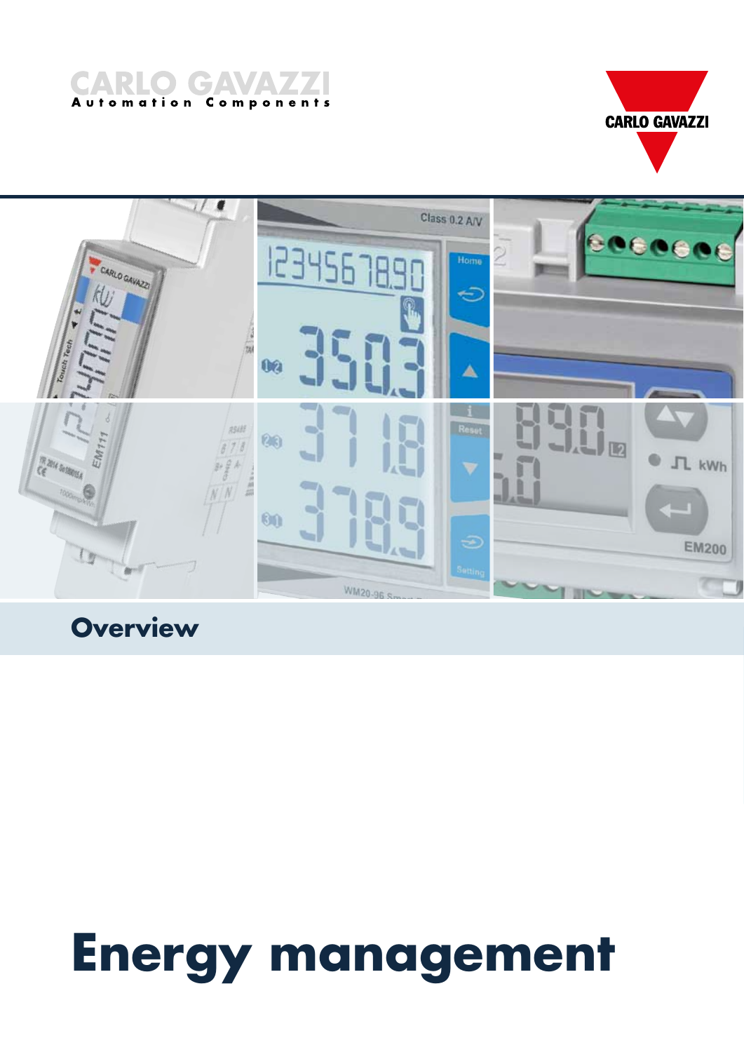CARLO GAVAZZI
Automation Components

CARLO GAVAZZI

## Overview

# Energy management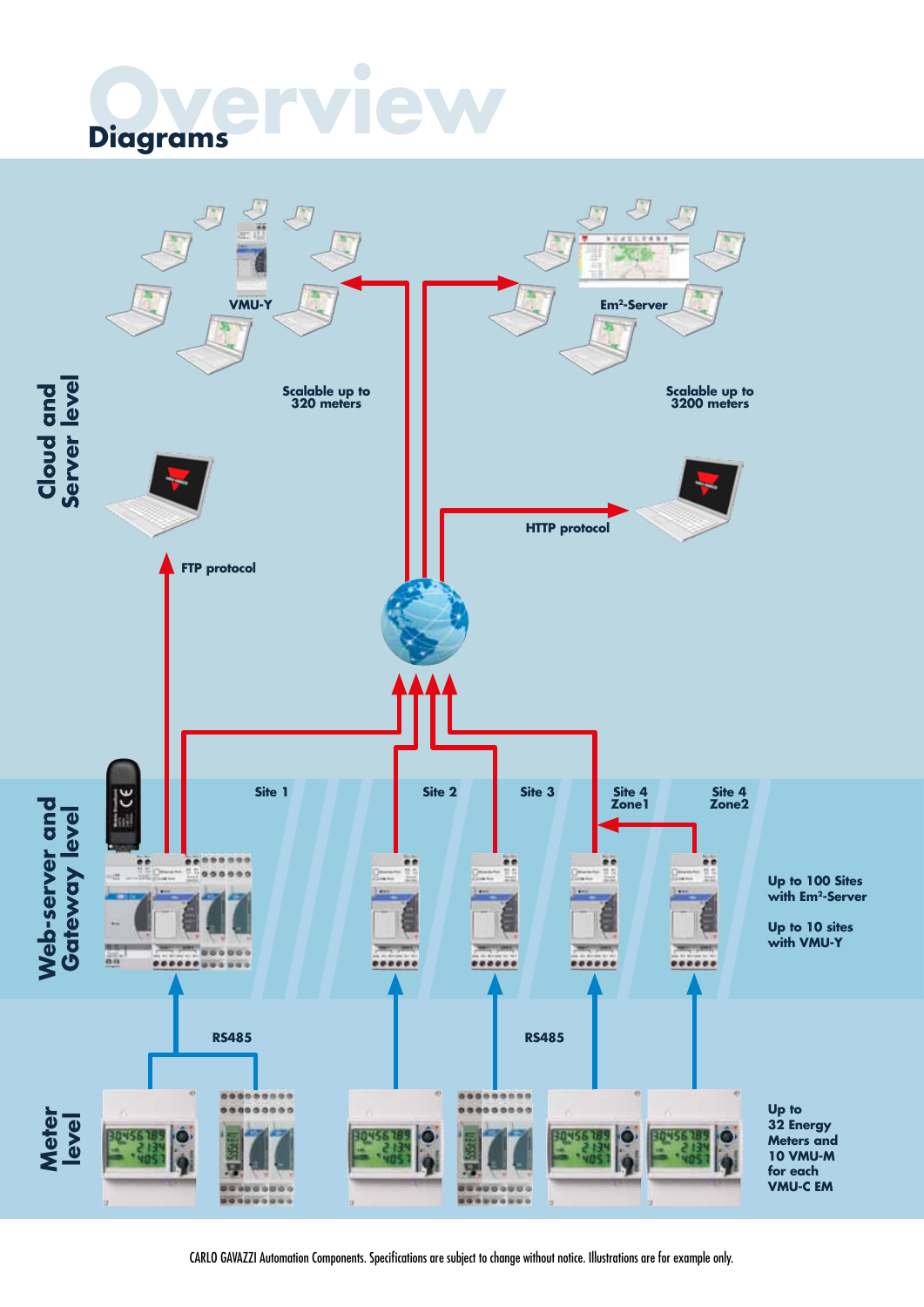# Overview

## Diagrams

**Cloud and Server level**

VMU-Y

Em²-Server

Scalable up to 320 meters

Scalable up to 3200 meters

FTP protocol

HTTP protocol

**Web-server and Gateway level**

Site 1

Site 2

Site 3

Site 4 Zone1

Site 4 Zone2

Up to 100 Sites with Em²-Server

Up to 10 sites with VMU-Y

**Meter level**

RS485

RS485

Up to 32 Energy Meters and 10 VMU-M for each VMU-C EM

CARLO GAVAZZI Automation Components. Specifications are subject to change without notice. Illustrations are for example only.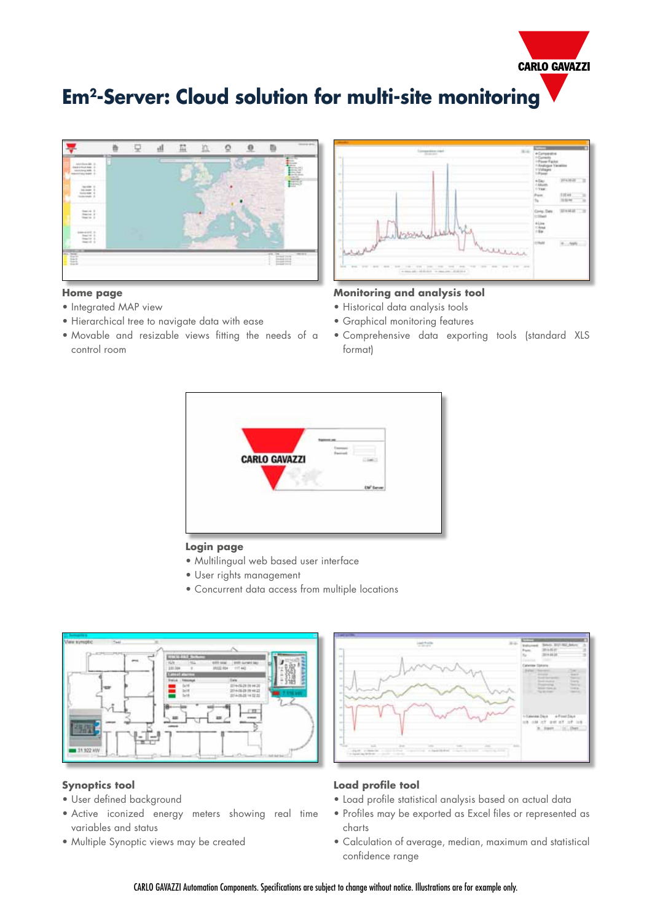# Em²-Server: Cloud solution for multi-site monitoring

### Home page

- Integrated MAP view
- Hierarchical tree to navigate data with ease
- Movable and resizable views fitting the needs of a control room

### Monitoring and analysis tool

- Historical data analysis tools
- Graphical monitoring features
- Comprehensive data exporting tools (standard XLS format)

### Login page

- Multilingual web based user interface
- User rights management
- Concurrent data access from multiple locations

### Synoptics tool

- User defined background
- Active iconized energy meters showing real time variables and status
- Multiple Synoptic views may be created

### Load profile tool

- Load profile statistical analysis based on actual data
- Profiles may be exported as Excel files or represented as charts
- Calculation of average, median, maximum and statistical confidence range

CARLO GAVAZZI Automation Components. Specifications are subject to change without notice. Illustrations are for example only.